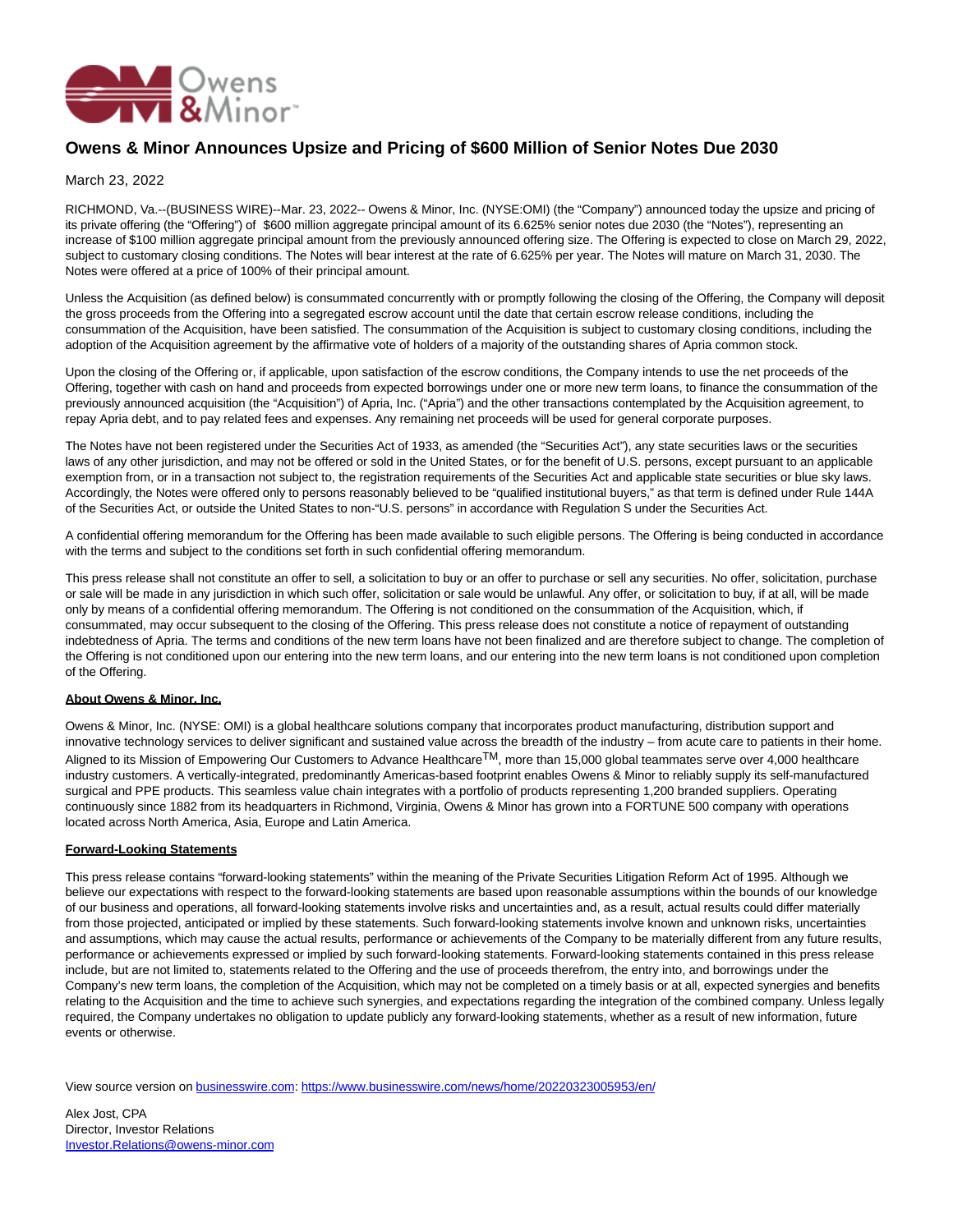# Owens & Minor Announces Upsize and Pricing of $600 Million of Senior Notes Due 2030

March 23, 2022

RICHMOND, Va.--(BUSINESS WIRE)--Mar. 23, 2022-- Owens & Minor, Inc. (NYSE:OMI) (the "Company") announced today the upsize and pricing of its private offering (the "Offering") of $600 million aggregate principal amount of its 6.625% senior notes due 2030 (the "Notes"), representing an increase of $100 million aggregate principal amount from the previously announced offering size. The Offering is expected to close on March 29, 2022, subject to customary closing conditions. The Notes will bear interest at the rate of 6.625% per year. The Notes will mature on March 31, 2030. The Notes were offered at a price of 100% of their principal amount.

Unless the Acquisition (as defined below) is consummated concurrently with or promptly following the closing of the Offering, the Company will deposit the gross proceeds from the Offering into a segregated escrow account until the date that certain escrow release conditions, including the consummation of the Acquisition, have been satisfied. The consummation of the Acquisition is subject to customary closing conditions, including the adoption of the Acquisition agreement by the affirmative vote of holders of a majority of the outstanding shares of Apria common stock.

Upon the closing of the Offering or, if applicable, upon satisfaction of the escrow conditions, the Company intends to use the net proceeds of the Offering, together with cash on hand and proceeds from expected borrowings under one or more new term loans, to finance the consummation of the previously announced acquisition (the "Acquisition") of Apria, Inc. ("Apria") and the other transactions contemplated by the Acquisition agreement, to repay Apria debt, and to pay related fees and expenses. Any remaining net proceeds will be used for general corporate purposes.

The Notes have not been registered under the Securities Act of 1933, as amended (the "Securities Act"), any state securities laws or the securities laws of any other jurisdiction, and may not be offered or sold in the United States, or for the benefit of U.S. persons, except pursuant to an applicable exemption from, or in a transaction not subject to, the registration requirements of the Securities Act and applicable state securities or blue sky laws. Accordingly, the Notes were offered only to persons reasonably believed to be "qualified institutional buyers," as that term is defined under Rule 144A of the Securities Act, or outside the United States to non-"U.S. persons" in accordance with Regulation S under the Securities Act.

A confidential offering memorandum for the Offering has been made available to such eligible persons. The Offering is being conducted in accordance with the terms and subject to the conditions set forth in such confidential offering memorandum.

This press release shall not constitute an offer to sell, a solicitation to buy or an offer to purchase or sell any securities. No offer, solicitation, purchase or sale will be made in any jurisdiction in which such offer, solicitation or sale would be unlawful. Any offer, or solicitation to buy, if at all, will be made only by means of a confidential offering memorandum. The Offering is not conditioned on the consummation of the Acquisition, which, if consummated, may occur subsequent to the closing of the Offering. This press release does not constitute a notice of repayment of outstanding indebtedness of Apria. The terms and conditions of the new term loans have not been finalized and are therefore subject to change. The completion of the Offering is not conditioned upon our entering into the new term loans, and our entering into the new term loans is not conditioned upon completion of the Offering.

**About Owens & Minor, Inc.**

Owens & Minor, Inc. (NYSE: OMI) is a global healthcare solutions company that incorporates product manufacturing, distribution support and innovative technology services to deliver significant and sustained value across the breadth of the industry – from acute care to patients in their home. Aligned to its Mission of Empowering Our Customers to Advance Healthcare™, more than 15,000 global teammates serve over 4,000 healthcare industry customers. A vertically-integrated, predominantly Americas-based footprint enables Owens & Minor to reliably supply its self-manufactured surgical and PPE products. This seamless value chain integrates with a portfolio of products representing 1,200 branded suppliers. Operating continuously since 1882 from its headquarters in Richmond, Virginia, Owens & Minor has grown into a FORTUNE 500 company with operations located across North America, Asia, Europe and Latin America.

**Forward-Looking Statements**

This press release contains "forward-looking statements" within the meaning of the Private Securities Litigation Reform Act of 1995. Although we believe our expectations with respect to the forward-looking statements are based upon reasonable assumptions within the bounds of our knowledge of our business and operations, all forward-looking statements involve risks and uncertainties and, as a result, actual results could differ materially from those projected, anticipated or implied by these statements. Such forward-looking statements involve known and unknown risks, uncertainties and assumptions, which may cause the actual results, performance or achievements of the Company to be materially different from any future results, performance or achievements expressed or implied by such forward-looking statements. Forward-looking statements contained in this press release include, but are not limited to, statements related to the Offering and the use of proceeds therefrom, the entry into, and borrowings under the Company's new term loans, the completion of the Acquisition, which may not be completed on a timely basis or at all, expected synergies and benefits relating to the Acquisition and the time to achieve such synergies, and expectations regarding the integration of the combined company. Unless legally required, the Company undertakes no obligation to update publicly any forward-looking statements, whether as a result of new information, future events or otherwise.

View source version on businesswire.com: https://www.businesswire.com/news/home/20220323005953/en/

Alex Jost, CPA
Director, Investor Relations
Investor.Relations@owens-minor.com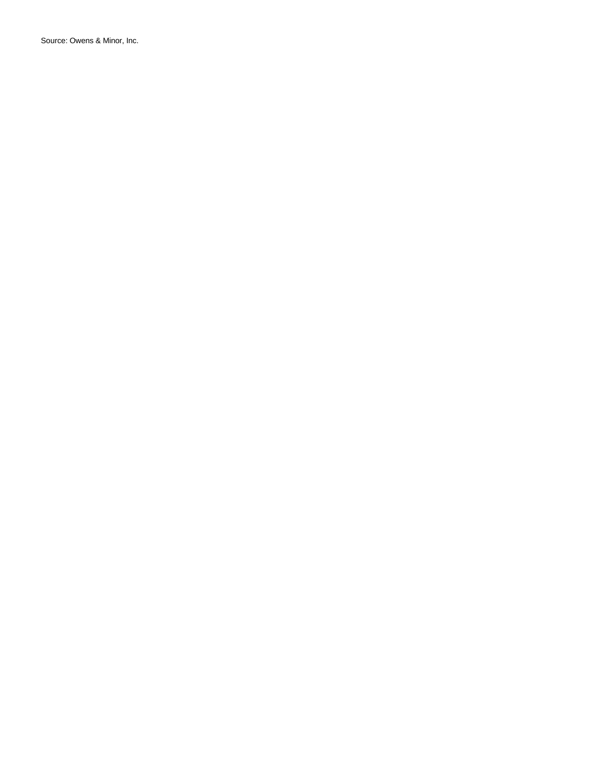Source: Owens & Minor, Inc.